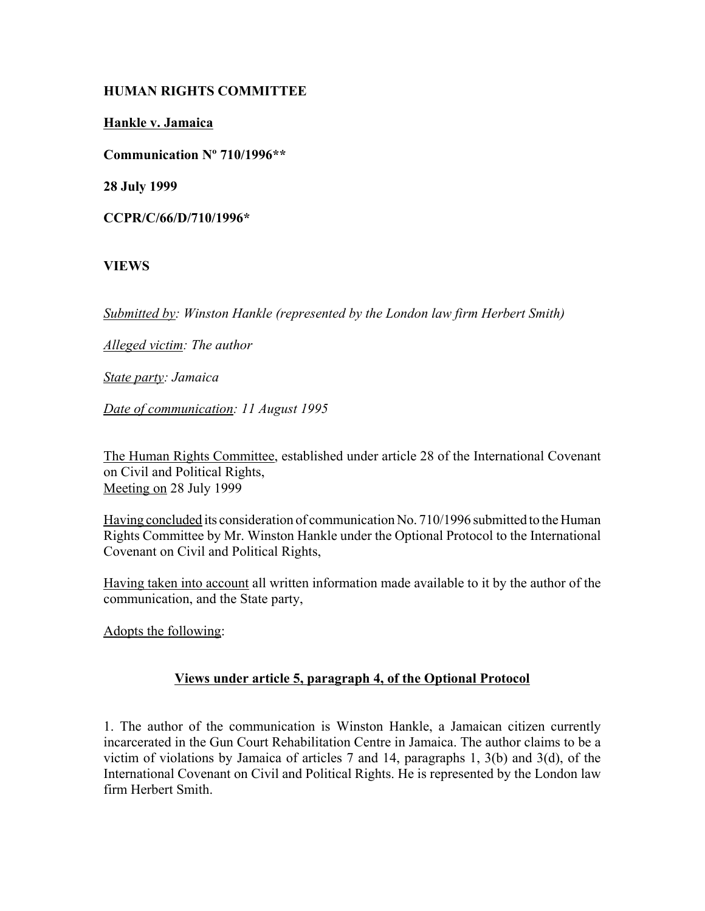**HUMAN RIGHTS COMMITTEE**

**Hankle v. Jamaica**

**Communication Nº 710/1996****

**28 July 1999**

**CCPR/C/66/D/710/1996***

**VIEWS**

*Submitted by: Winston Hankle (represented by the London law firm Herbert Smith)*

*Alleged victim: The author*

*State party: Jamaica*

*Date of communication: 11 August 1995*

The Human Rights Committee, established under article 28 of the International Covenant on Civil and Political Rights,
Meeting on 28 July 1999

Having concluded its consideration of communication No. 710/1996 submitted to the Human Rights Committee by Mr. Winston Hankle under the Optional Protocol to the International Covenant on Civil and Political Rights,

Having taken into account all written information made available to it by the author of the communication, and the State party,

Adopts the following:

## Views under article 5, paragraph 4, of the Optional Protocol

1. The author of the communication is Winston Hankle, a Jamaican citizen currently incarcerated in the Gun Court Rehabilitation Centre in Jamaica. The author claims to be a victim of violations by Jamaica of articles 7 and 14, paragraphs 1, 3(b) and 3(d), of the International Covenant on Civil and Political Rights. He is represented by the London law firm Herbert Smith.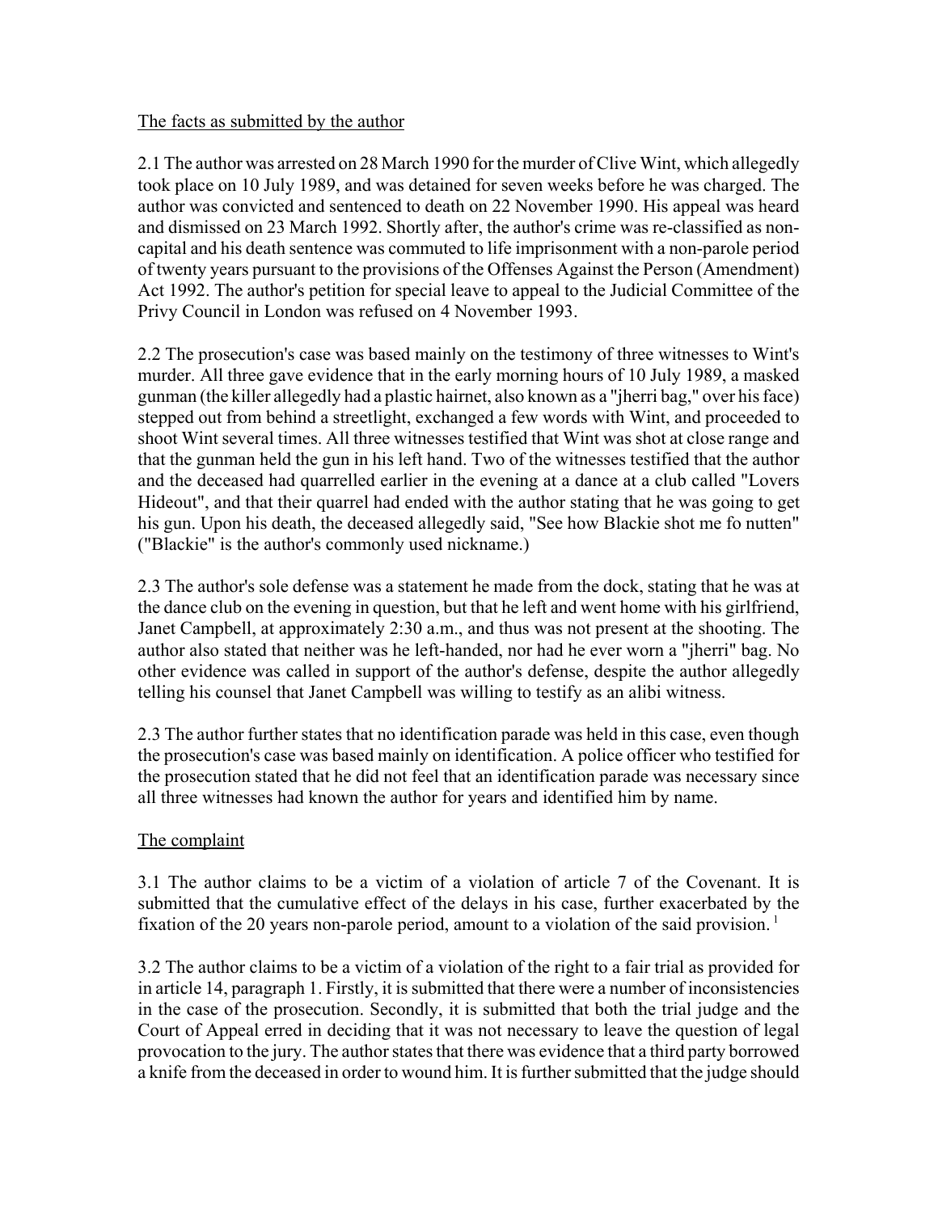The facts as submitted by the author

2.1 The author was arrested on 28 March 1990 for the murder of Clive Wint, which allegedly took place on 10 July 1989, and was detained for seven weeks before he was charged. The author was convicted and sentenced to death on 22 November 1990. His appeal was heard and dismissed on 23 March 1992. Shortly after, the author's crime was re-classified as non-capital and his death sentence was commuted to life imprisonment with a non-parole period of twenty years pursuant to the provisions of the Offenses Against the Person (Amendment) Act 1992. The author's petition for special leave to appeal to the Judicial Committee of the Privy Council in London was refused on 4 November 1993.

2.2 The prosecution's case was based mainly on the testimony of three witnesses to Wint's murder. All three gave evidence that in the early morning hours of 10 July 1989, a masked gunman (the killer allegedly had a plastic hairnet, also known as a "jherri bag," over his face) stepped out from behind a streetlight, exchanged a few words with Wint, and proceeded to shoot Wint several times. All three witnesses testified that Wint was shot at close range and that the gunman held the gun in his left hand. Two of the witnesses testified that the author and the deceased had quarrelled earlier in the evening at a dance at a club called "Lovers Hideout", and that their quarrel had ended with the author stating that he was going to get his gun. Upon his death, the deceased allegedly said, "See how Blackie shot me fo nutten" ("Blackie" is the author's commonly used nickname.)

2.3 The author's sole defense was a statement he made from the dock, stating that he was at the dance club on the evening in question, but that he left and went home with his girlfriend, Janet Campbell, at approximately 2:30 a.m., and thus was not present at the shooting. The author also stated that neither was he left-handed, nor had he ever worn a "jherri" bag. No other evidence was called in support of the author's defense, despite the author allegedly telling his counsel that Janet Campbell was willing to testify as an alibi witness.

2.3 The author further states that no identification parade was held in this case, even though the prosecution's case was based mainly on identification. A police officer who testified for the prosecution stated that he did not feel that an identification parade was necessary since all three witnesses had known the author for years and identified him by name.

The complaint

3.1 The author claims to be a victim of a violation of article 7 of the Covenant. It is submitted that the cumulative effect of the delays in his case, further exacerbated by the fixation of the 20 years non-parole period, amount to a violation of the said provision. [1]

3.2 The author claims to be a victim of a violation of the right to a fair trial as provided for in article 14, paragraph 1. Firstly, it is submitted that there were a number of inconsistencies in the case of the prosecution. Secondly, it is submitted that both the trial judge and the Court of Appeal erred in deciding that it was not necessary to leave the question of legal provocation to the jury. The author states that there was evidence that a third party borrowed a knife from the deceased in order to wound him. It is further submitted that the judge should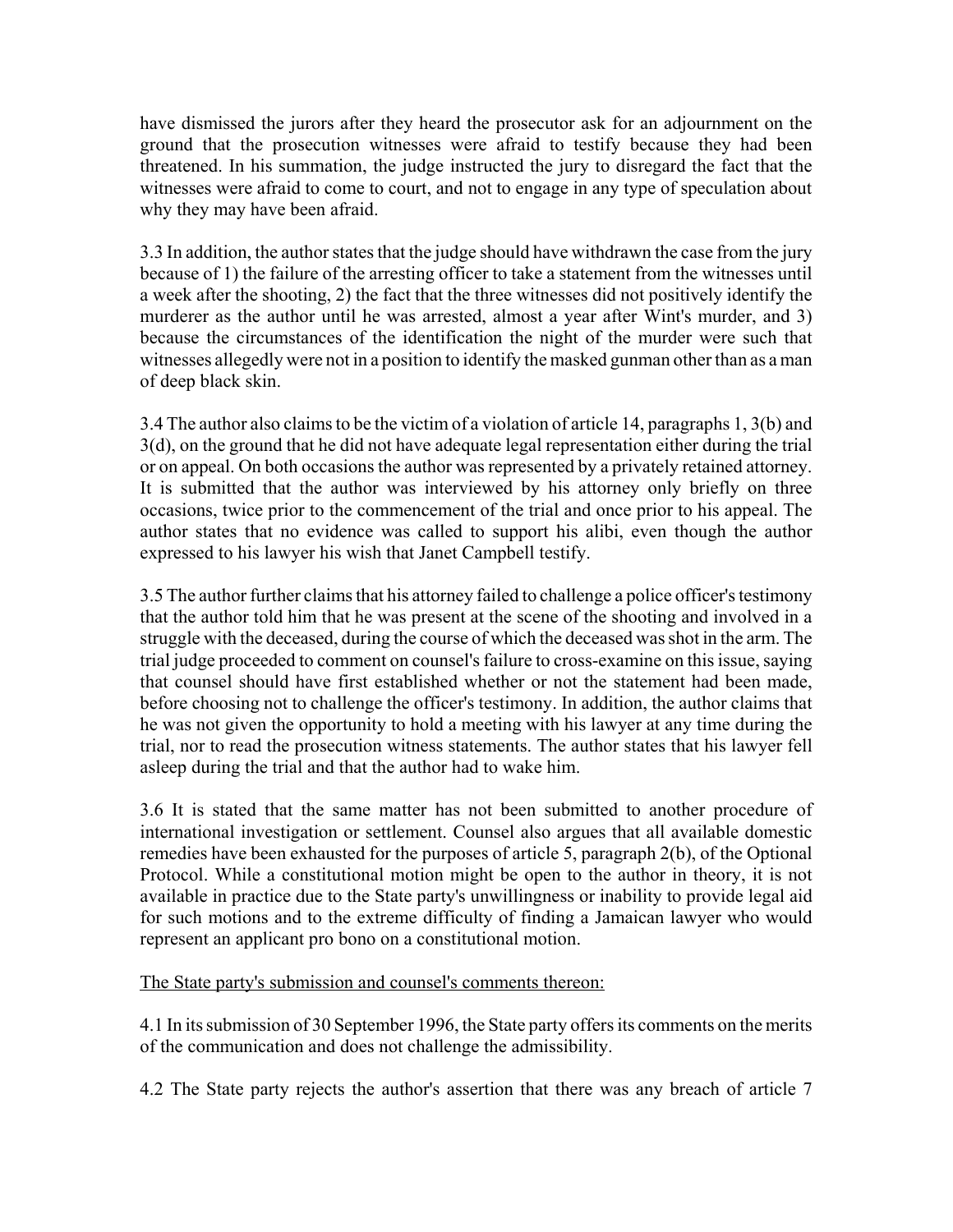have dismissed the jurors after they heard the prosecutor ask for an adjournment on the ground that the prosecution witnesses were afraid to testify because they had been threatened. In his summation, the judge instructed the jury to disregard the fact that the witnesses were afraid to come to court, and not to engage in any type of speculation about why they may have been afraid.

3.3 In addition, the author states that the judge should have withdrawn the case from the jury because of 1) the failure of the arresting officer to take a statement from the witnesses until a week after the shooting, 2) the fact that the three witnesses did not positively identify the murderer as the author until he was arrested, almost a year after Wint's murder, and 3) because the circumstances of the identification the night of the murder were such that witnesses allegedly were not in a position to identify the masked gunman other than as a man of deep black skin.

3.4 The author also claims to be the victim of a violation of article 14, paragraphs 1, 3(b) and 3(d), on the ground that he did not have adequate legal representation either during the trial or on appeal. On both occasions the author was represented by a privately retained attorney. It is submitted that the author was interviewed by his attorney only briefly on three occasions, twice prior to the commencement of the trial and once prior to his appeal. The author states that no evidence was called to support his alibi, even though the author expressed to his lawyer his wish that Janet Campbell testify.

3.5 The author further claims that his attorney failed to challenge a police officer's testimony that the author told him that he was present at the scene of the shooting and involved in a struggle with the deceased, during the course of which the deceased was shot in the arm. The trial judge proceeded to comment on counsel's failure to cross-examine on this issue, saying that counsel should have first established whether or not the statement had been made, before choosing not to challenge the officer's testimony. In addition, the author claims that he was not given the opportunity to hold a meeting with his lawyer at any time during the trial, nor to read the prosecution witness statements. The author states that his lawyer fell asleep during the trial and that the author had to wake him.

3.6 It is stated that the same matter has not been submitted to another procedure of international investigation or settlement. Counsel also argues that all available domestic remedies have been exhausted for the purposes of article 5, paragraph 2(b), of the Optional Protocol. While a constitutional motion might be open to the author in theory, it is not available in practice due to the State party's unwillingness or inability to provide legal aid for such motions and to the extreme difficulty of finding a Jamaican lawyer who would represent an applicant pro bono on a constitutional motion.

The State party's submission and counsel's comments thereon:

4.1 In its submission of 30 September 1996, the State party offers its comments on the merits of the communication and does not challenge the admissibility.

4.2 The State party rejects the author's assertion that there was any breach of article 7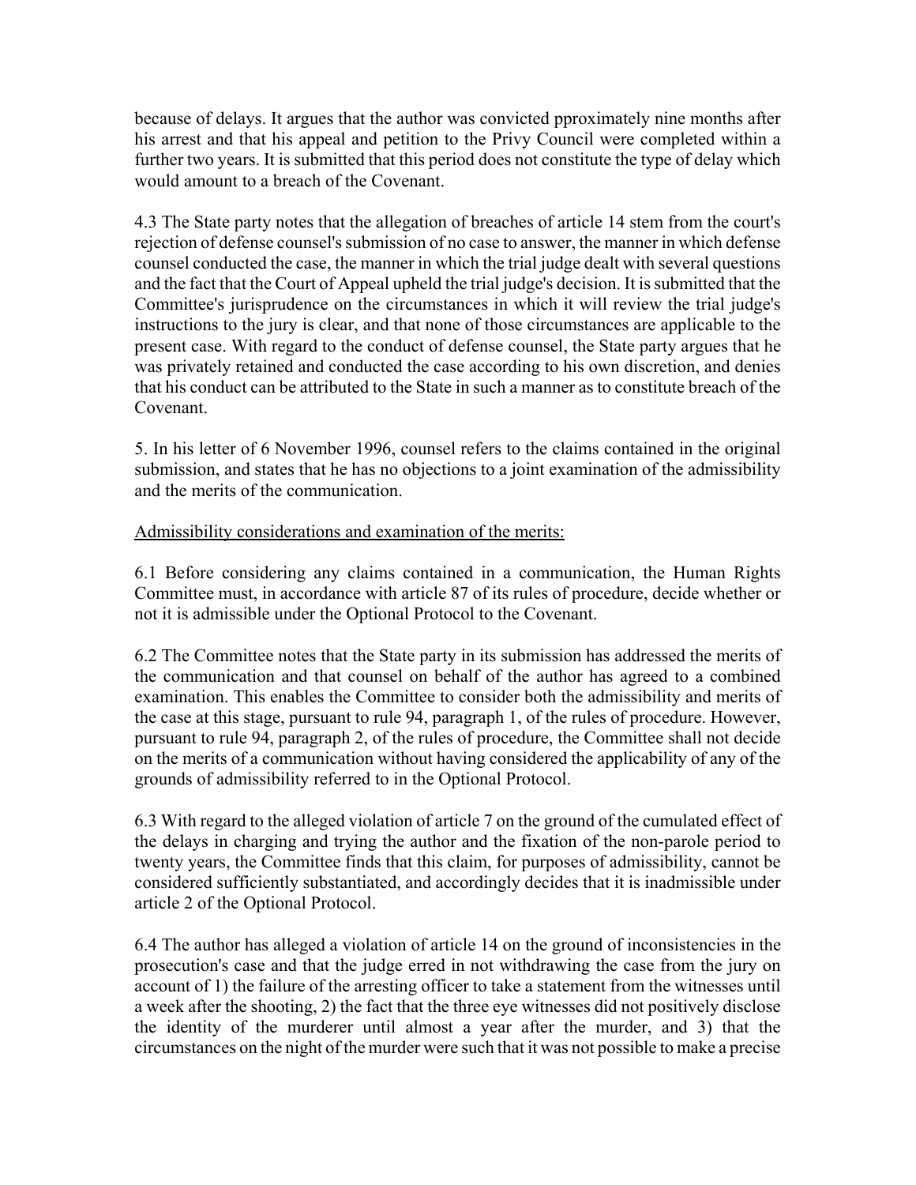because of delays. It argues that the author was convicted pproximately nine months after his arrest and that his appeal and petition to the Privy Council were completed within a further two years. It is submitted that this period does not constitute the type of delay which would amount to a breach of the Covenant.

4.3 The State party notes that the allegation of breaches of article 14 stem from the court's rejection of defense counsel's submission of no case to answer, the manner in which defense counsel conducted the case, the manner in which the trial judge dealt with several questions and the fact that the Court of Appeal upheld the trial judge's decision. It is submitted that the Committee's jurisprudence on the circumstances in which it will review the trial judge's instructions to the jury is clear, and that none of those circumstances are applicable to the present case. With regard to the conduct of defense counsel, the State party argues that he was privately retained and conducted the case according to his own discretion, and denies that his conduct can be attributed to the State in such a manner as to constitute breach of the Covenant.

5. In his letter of 6 November 1996, counsel refers to the claims contained in the original submission, and states that he has no objections to a joint examination of the admissibility and the merits of the communication.

<u>Admissibility considerations and examination of the merits:</u>

6.1 Before considering any claims contained in a communication, the Human Rights Committee must, in accordance with article 87 of its rules of procedure, decide whether or not it is admissible under the Optional Protocol to the Covenant.

6.2 The Committee notes that the State party in its submission has addressed the merits of the communication and that counsel on behalf of the author has agreed to a combined examination. This enables the Committee to consider both the admissibility and merits of the case at this stage, pursuant to rule 94, paragraph 1, of the rules of procedure. However, pursuant to rule 94, paragraph 2, of the rules of procedure, the Committee shall not decide on the merits of a communication without having considered the applicability of any of the grounds of admissibility referred to in the Optional Protocol.

6.3 With regard to the alleged violation of article 7 on the ground of the cumulated effect of the delays in charging and trying the author and the fixation of the non-parole period to twenty years, the Committee finds that this claim, for purposes of admissibility, cannot be considered sufficiently substantiated, and accordingly decides that it is inadmissible under article 2 of the Optional Protocol.

6.4 The author has alleged a violation of article 14 on the ground of inconsistencies in the prosecution's case and that the judge erred in not withdrawing the case from the jury on account of 1) the failure of the arresting officer to take a statement from the witnesses until a week after the shooting, 2) the fact that the three eye witnesses did not positively disclose the identity of the murderer until almost a year after the murder, and 3) that the circumstances on the night of the murder were such that it was not possible to make a precise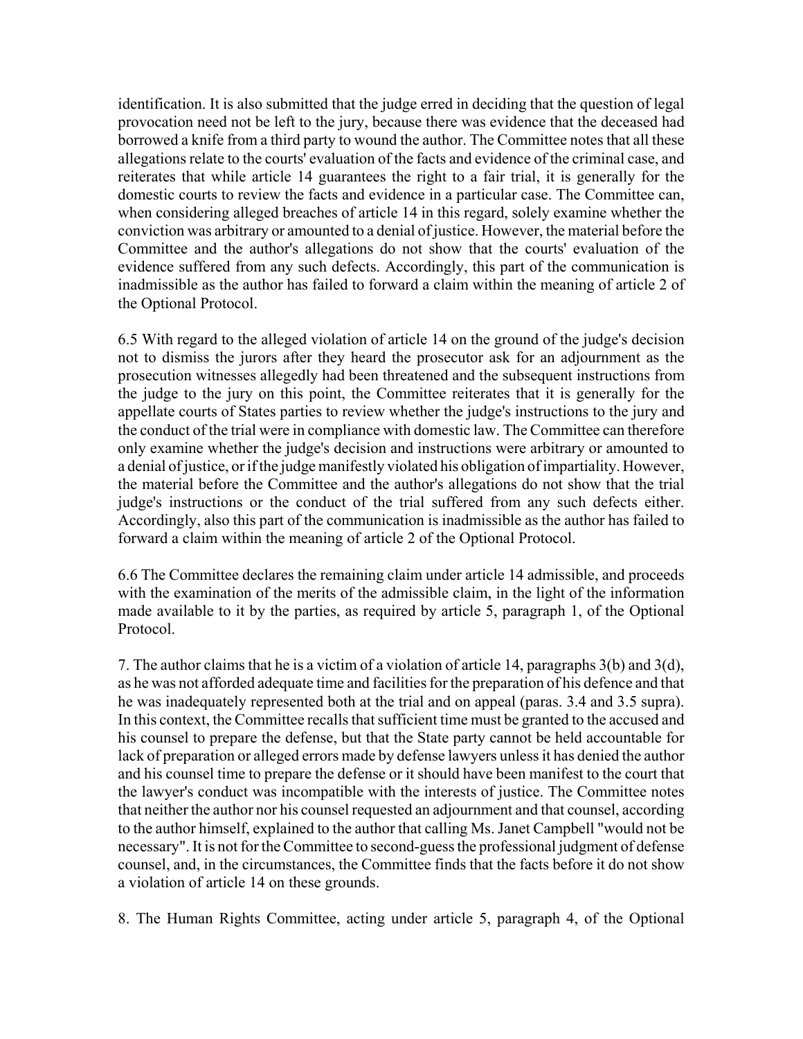identification. It is also submitted that the judge erred in deciding that the question of legal provocation need not be left to the jury, because there was evidence that the deceased had borrowed a knife from a third party to wound the author. The Committee notes that all these allegations relate to the courts' evaluation of the facts and evidence of the criminal case, and reiterates that while article 14 guarantees the right to a fair trial, it is generally for the domestic courts to review the facts and evidence in a particular case. The Committee can, when considering alleged breaches of article 14 in this regard, solely examine whether the conviction was arbitrary or amounted to a denial of justice. However, the material before the Committee and the author's allegations do not show that the courts' evaluation of the evidence suffered from any such defects. Accordingly, this part of the communication is inadmissible as the author has failed to forward a claim within the meaning of article 2 of the Optional Protocol.

6.5 With regard to the alleged violation of article 14 on the ground of the judge's decision not to dismiss the jurors after they heard the prosecutor ask for an adjournment as the prosecution witnesses allegedly had been threatened and the subsequent instructions from the judge to the jury on this point, the Committee reiterates that it is generally for the appellate courts of States parties to review whether the judge's instructions to the jury and the conduct of the trial were in compliance with domestic law. The Committee can therefore only examine whether the judge's decision and instructions were arbitrary or amounted to a denial of justice, or if the judge manifestly violated his obligation of impartiality. However, the material before the Committee and the author's allegations do not show that the trial judge's instructions or the conduct of the trial suffered from any such defects either. Accordingly, also this part of the communication is inadmissible as the author has failed to forward a claim within the meaning of article 2 of the Optional Protocol.

6.6 The Committee declares the remaining claim under article 14 admissible, and proceeds with the examination of the merits of the admissible claim, in the light of the information made available to it by the parties, as required by article 5, paragraph 1, of the Optional Protocol.

7. The author claims that he is a victim of a violation of article 14, paragraphs 3(b) and 3(d), as he was not afforded adequate time and facilities for the preparation of his defence and that he was inadequately represented both at the trial and on appeal (paras. 3.4 and 3.5 supra). In this context, the Committee recalls that sufficient time must be granted to the accused and his counsel to prepare the defense, but that the State party cannot be held accountable for lack of preparation or alleged errors made by defense lawyers unless it has denied the author and his counsel time to prepare the defense or it should have been manifest to the court that the lawyer's conduct was incompatible with the interests of justice. The Committee notes that neither the author nor his counsel requested an adjournment and that counsel, according to the author himself, explained to the author that calling Ms. Janet Campbell "would not be necessary". It is not for the Committee to second-guess the professional judgment of defense counsel, and, in the circumstances, the Committee finds that the facts before it do not show a violation of article 14 on these grounds.

8. The Human Rights Committee, acting under article 5, paragraph 4, of the Optional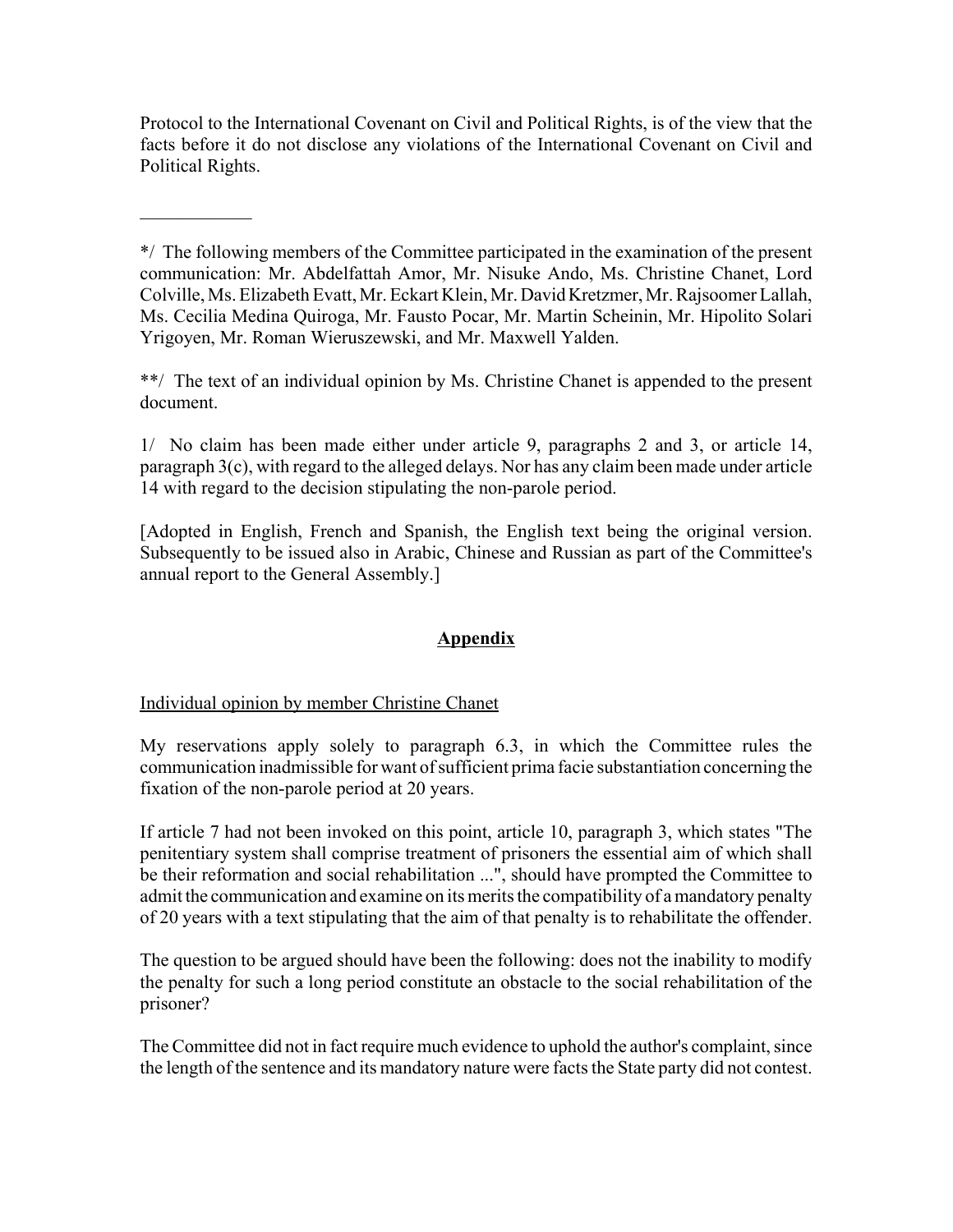Protocol to the International Covenant on Civil and Political Rights, is of the view that the facts before it do not disclose any violations of the International Covenant on Civil and Political Rights.

____________

*/ The following members of the Committee participated in the examination of the present communication: Mr. Abdelfattah Amor, Mr. Nisuke Ando, Ms. Christine Chanet, Lord Colville, Ms. Elizabeth Evatt, Mr. Eckart Klein, Mr. David Kretzmer, Mr. Rajsoomer Lallah, Ms. Cecilia Medina Quiroga, Mr. Fausto Pocar, Mr. Martin Scheinin, Mr. Hipolito Solari Yrigoyen, Mr. Roman Wieruszewski, and Mr. Maxwell Yalden.

**/ The text of an individual opinion by Ms. Christine Chanet is appended to the present document.

1/ No claim has been made either under article 9, paragraphs 2 and 3, or article 14, paragraph 3(c), with regard to the alleged delays. Nor has any claim been made under article 14 with regard to the decision stipulating the non-parole period.

[Adopted in English, French and Spanish, the English text being the original version. Subsequently to be issued also in Arabic, Chinese and Russian as part of the Committee's annual report to the General Assembly.]

## Appendix

Individual opinion by member Christine Chanet

My reservations apply solely to paragraph 6.3, in which the Committee rules the communication inadmissible for want of sufficient prima facie substantiation concerning the fixation of the non-parole period at 20 years.

If article 7 had not been invoked on this point, article 10, paragraph 3, which states "The penitentiary system shall comprise treatment of prisoners the essential aim of which shall be their reformation and social rehabilitation ...", should have prompted the Committee to admit the communication and examine on its merits the compatibility of a mandatory penalty of 20 years with a text stipulating that the aim of that penalty is to rehabilitate the offender.

The question to be argued should have been the following: does not the inability to modify the penalty for such a long period constitute an obstacle to the social rehabilitation of the prisoner?

The Committee did not in fact require much evidence to uphold the author's complaint, since the length of the sentence and its mandatory nature were facts the State party did not contest.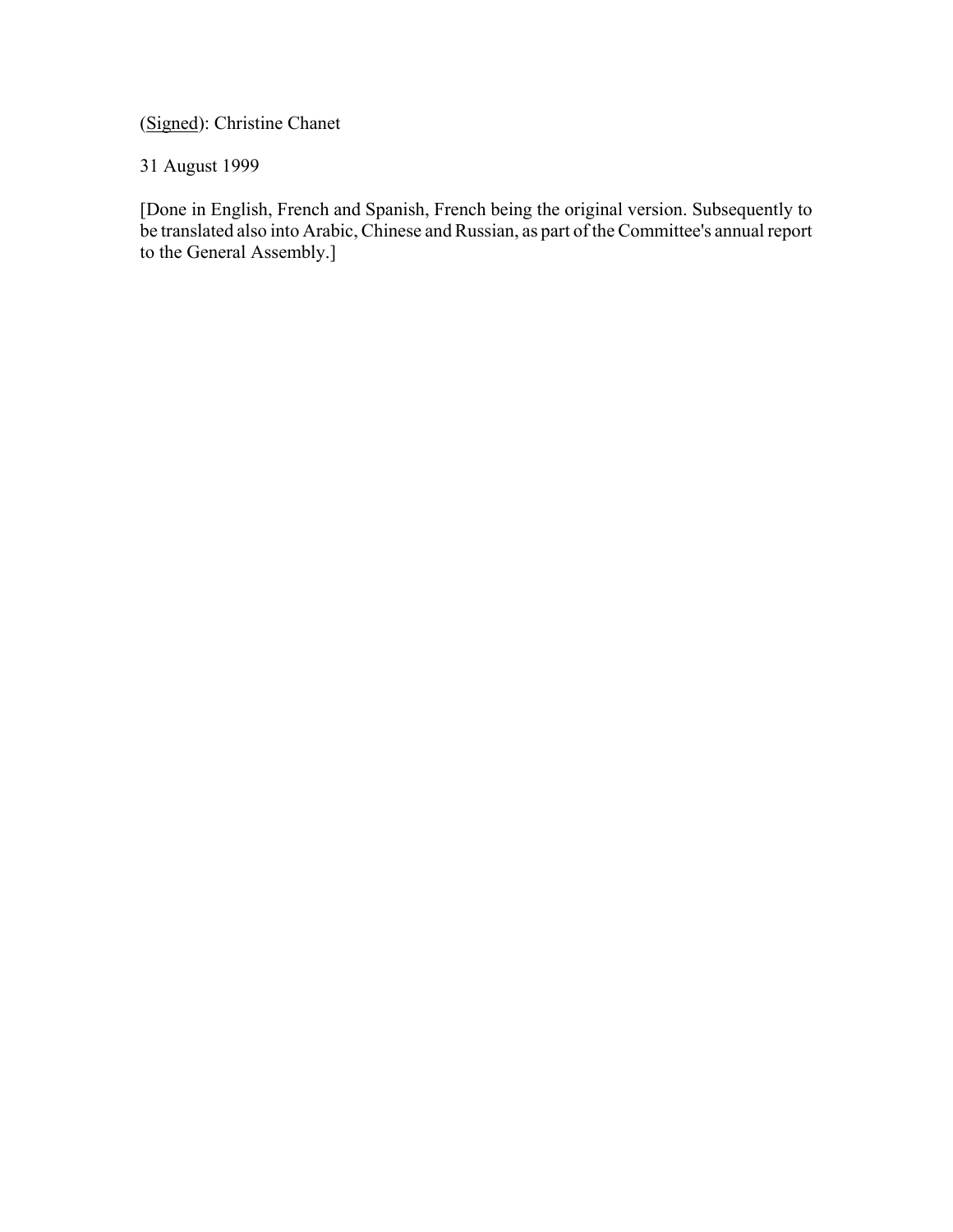(Signed): Christine Chanet

31 August 1999

[Done in English, French and Spanish, French being the original version. Subsequently to be translated also into Arabic, Chinese and Russian, as part of the Committee's annual report to the General Assembly.]